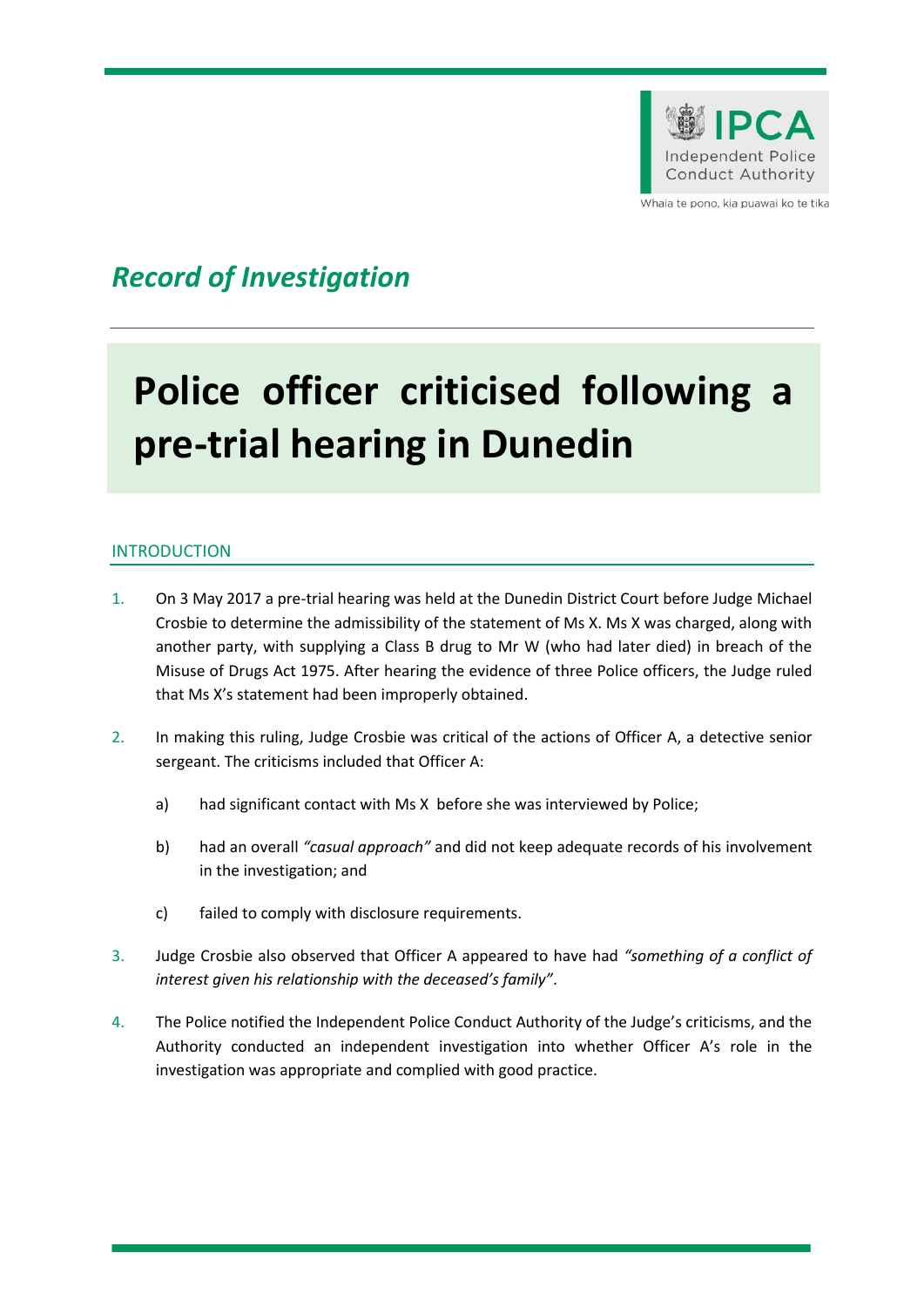IPCA Independent Police Conduct Authority

Whaia te pono, kia puawai ko te tika

*Record of Investigation*

# Police officer criticised following a pre-trial hearing in Dunedin

## INTRODUCTION

1. On 3 May 2017 a pre-trial hearing was held at the Dunedin District Court before Judge Michael Crosbie to determine the admissibility of the statement of Ms X. Ms X was charged, along with another party, with supplying a Class B drug to Mr W (who had later died) in breach of the Misuse of Drugs Act 1975. After hearing the evidence of three Police officers, the Judge ruled that Ms X's statement had been improperly obtained.

2. In making this ruling, Judge Crosbie was critical of the actions of Officer A, a detective senior sergeant. The criticisms included that Officer A:

    a) had significant contact with Ms X before she was interviewed by Police;

    b) had an overall *"casual approach"* and did not keep adequate records of his involvement in the investigation; and

    c) failed to comply with disclosure requirements.

3. Judge Crosbie also observed that Officer A appeared to have had *"something of a conflict of interest given his relationship with the deceased's family"*.

4. The Police notified the Independent Police Conduct Authority of the Judge's criticisms, and the Authority conducted an independent investigation into whether Officer A's role in the investigation was appropriate and complied with good practice.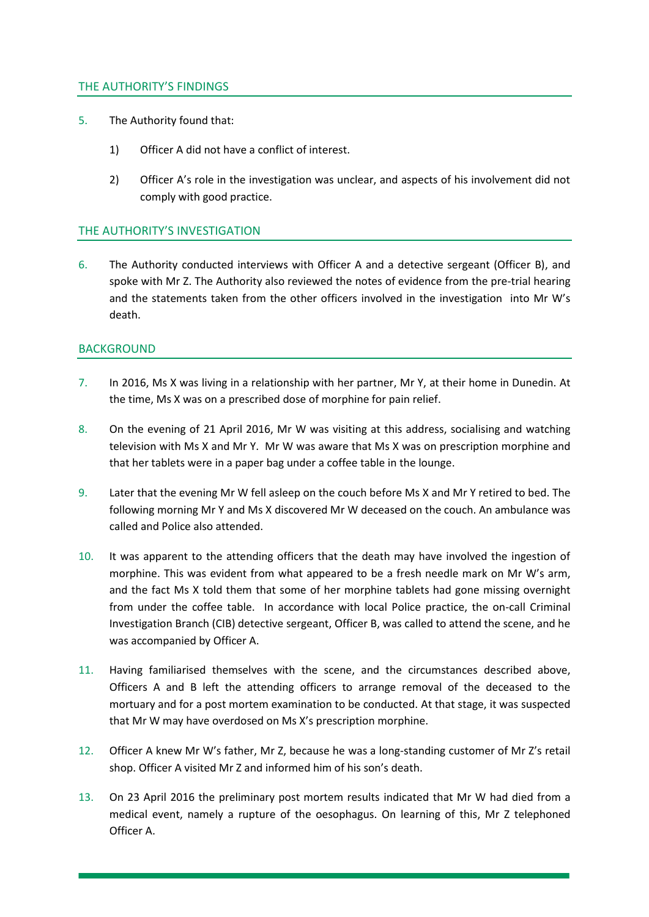## THE AUTHORITY'S FINDINGS

5. The Authority found that:

   1) Officer A did not have a conflict of interest.

   2) Officer A's role in the investigation was unclear, and aspects of his involvement did not comply with good practice.

## THE AUTHORITY'S INVESTIGATION

6. The Authority conducted interviews with Officer A and a detective sergeant (Officer B), and spoke with Mr Z. The Authority also reviewed the notes of evidence from the pre-trial hearing and the statements taken from the other officers involved in the investigation into Mr W's death.

## BACKGROUND

7. In 2016, Ms X was living in a relationship with her partner, Mr Y, at their home in Dunedin. At the time, Ms X was on a prescribed dose of morphine for pain relief.

8. On the evening of 21 April 2016, Mr W was visiting at this address, socialising and watching television with Ms X and Mr Y. Mr W was aware that Ms X was on prescription morphine and that her tablets were in a paper bag under a coffee table in the lounge.

9. Later that the evening Mr W fell asleep on the couch before Ms X and Mr Y retired to bed. The following morning Mr Y and Ms X discovered Mr W deceased on the couch. An ambulance was called and Police also attended.

10. It was apparent to the attending officers that the death may have involved the ingestion of morphine. This was evident from what appeared to be a fresh needle mark on Mr W's arm, and the fact Ms X told them that some of her morphine tablets had gone missing overnight from under the coffee table. In accordance with local Police practice, the on-call Criminal Investigation Branch (CIB) detective sergeant, Officer B, was called to attend the scene, and he was accompanied by Officer A.

11. Having familiarised themselves with the scene, and the circumstances described above, Officers A and B left the attending officers to arrange removal of the deceased to the mortuary and for a post mortem examination to be conducted. At that stage, it was suspected that Mr W may have overdosed on Ms X's prescription morphine.

12. Officer A knew Mr W's father, Mr Z, because he was a long-standing customer of Mr Z's retail shop. Officer A visited Mr Z and informed him of his son's death.

13. On 23 April 2016 the preliminary post mortem results indicated that Mr W had died from a medical event, namely a rupture of the oesophagus. On learning of this, Mr Z telephoned Officer A.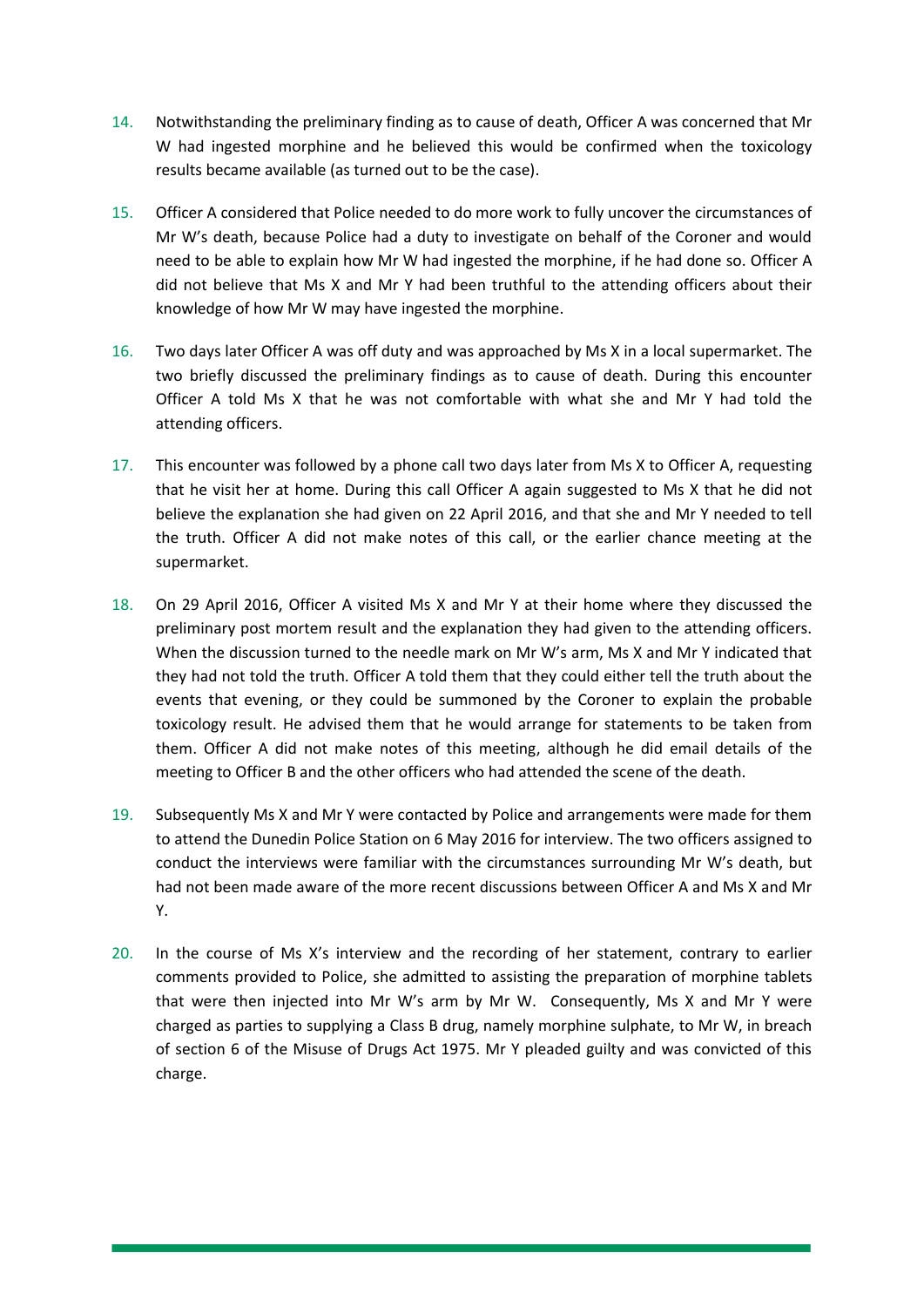14. Notwithstanding the preliminary finding as to cause of death, Officer A was concerned that Mr W had ingested morphine and he believed this would be confirmed when the toxicology results became available (as turned out to be the case).

15. Officer A considered that Police needed to do more work to fully uncover the circumstances of Mr W's death, because Police had a duty to investigate on behalf of the Coroner and would need to be able to explain how Mr W had ingested the morphine, if he had done so. Officer A did not believe that Ms X and Mr Y had been truthful to the attending officers about their knowledge of how Mr W may have ingested the morphine.

16. Two days later Officer A was off duty and was approached by Ms X in a local supermarket. The two briefly discussed the preliminary findings as to cause of death. During this encounter Officer A told Ms X that he was not comfortable with what she and Mr Y had told the attending officers.

17. This encounter was followed by a phone call two days later from Ms X to Officer A, requesting that he visit her at home. During this call Officer A again suggested to Ms X that he did not believe the explanation she had given on 22 April 2016, and that she and Mr Y needed to tell the truth. Officer A did not make notes of this call, or the earlier chance meeting at the supermarket.

18. On 29 April 2016, Officer A visited Ms X and Mr Y at their home where they discussed the preliminary post mortem result and the explanation they had given to the attending officers. When the discussion turned to the needle mark on Mr W's arm, Ms X and Mr Y indicated that they had not told the truth. Officer A told them that they could either tell the truth about the events that evening, or they could be summoned by the Coroner to explain the probable toxicology result. He advised them that he would arrange for statements to be taken from them. Officer A did not make notes of this meeting, although he did email details of the meeting to Officer B and the other officers who had attended the scene of the death.

19. Subsequently Ms X and Mr Y were contacted by Police and arrangements were made for them to attend the Dunedin Police Station on 6 May 2016 for interview. The two officers assigned to conduct the interviews were familiar with the circumstances surrounding Mr W's death, but had not been made aware of the more recent discussions between Officer A and Ms X and Mr Y.

20. In the course of Ms X's interview and the recording of her statement, contrary to earlier comments provided to Police, she admitted to assisting the preparation of morphine tablets that were then injected into Mr W's arm by Mr W. Consequently, Ms X and Mr Y were charged as parties to supplying a Class B drug, namely morphine sulphate, to Mr W, in breach of section 6 of the Misuse of Drugs Act 1975. Mr Y pleaded guilty and was convicted of this charge.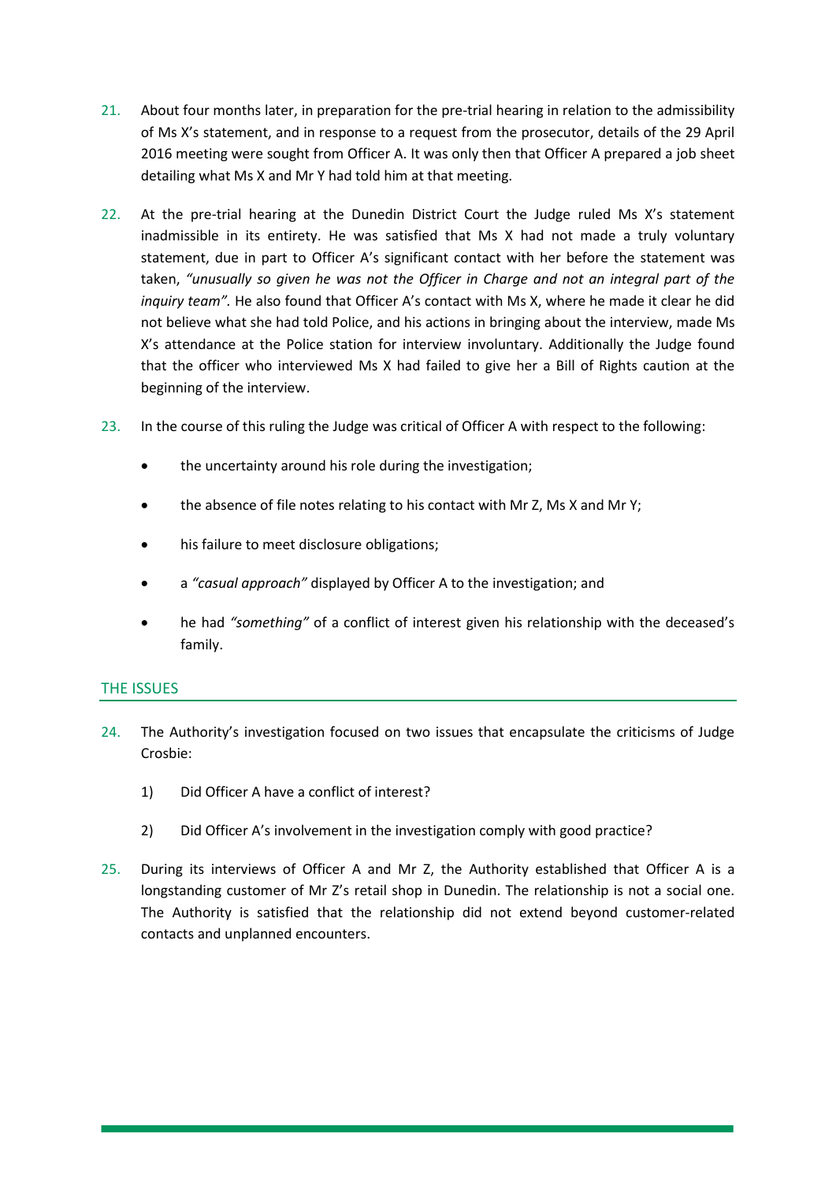21. About four months later, in preparation for the pre-trial hearing in relation to the admissibility of Ms X's statement, and in response to a request from the prosecutor, details of the 29 April 2016 meeting were sought from Officer A. It was only then that Officer A prepared a job sheet detailing what Ms X and Mr Y had told him at that meeting.

22. At the pre-trial hearing at the Dunedin District Court the Judge ruled Ms X's statement inadmissible in its entirety. He was satisfied that Ms X had not made a truly voluntary statement, due in part to Officer A's significant contact with her before the statement was taken, *"unusually so given he was not the Officer in Charge and not an integral part of the inquiry team"*. He also found that Officer A's contact with Ms X, where he made it clear he did not believe what she had told Police, and his actions in bringing about the interview, made Ms X's attendance at the Police station for interview involuntary. Additionally the Judge found that the officer who interviewed Ms X had failed to give her a Bill of Rights caution at the beginning of the interview.

23. In the course of this ruling the Judge was critical of Officer A with respect to the following:

   - the uncertainty around his role during the investigation;
   - the absence of file notes relating to his contact with Mr Z, Ms X and Mr Y;
   - his failure to meet disclosure obligations;
   - a *"casual approach"* displayed by Officer A to the investigation; and
   - he had *"something"* of a conflict of interest given his relationship with the deceased's family.

## THE ISSUES

24. The Authority's investigation focused on two issues that encapsulate the criticisms of Judge Crosbie:

   1) Did Officer A have a conflict of interest?
   2) Did Officer A's involvement in the investigation comply with good practice?

25. During its interviews of Officer A and Mr Z, the Authority established that Officer A is a longstanding customer of Mr Z's retail shop in Dunedin. The relationship is not a social one. The Authority is satisfied that the relationship did not extend beyond customer-related contacts and unplanned encounters.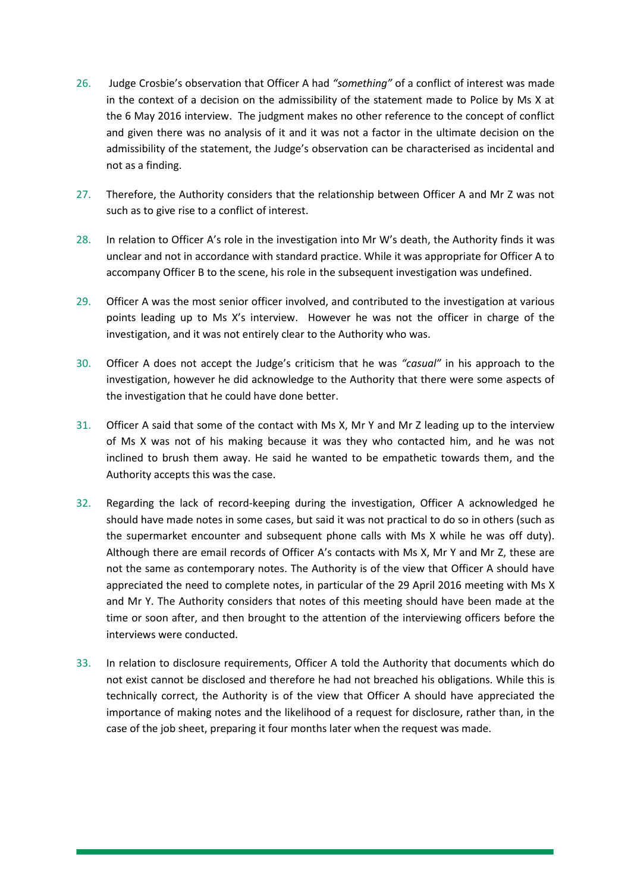26. Judge Crosbie's observation that Officer A had *"something"* of a conflict of interest was made in the context of a decision on the admissibility of the statement made to Police by Ms X at the 6 May 2016 interview. The judgment makes no other reference to the concept of conflict and given there was no analysis of it and it was not a factor in the ultimate decision on the admissibility of the statement, the Judge's observation can be characterised as incidental and not as a finding.

27. Therefore, the Authority considers that the relationship between Officer A and Mr Z was not such as to give rise to a conflict of interest.

28. In relation to Officer A's role in the investigation into Mr W's death, the Authority finds it was unclear and not in accordance with standard practice. While it was appropriate for Officer A to accompany Officer B to the scene, his role in the subsequent investigation was undefined.

29. Officer A was the most senior officer involved, and contributed to the investigation at various points leading up to Ms X's interview. However he was not the officer in charge of the investigation, and it was not entirely clear to the Authority who was.

30. Officer A does not accept the Judge's criticism that he was *"casual"* in his approach to the investigation, however he did acknowledge to the Authority that there were some aspects of the investigation that he could have done better.

31. Officer A said that some of the contact with Ms X, Mr Y and Mr Z leading up to the interview of Ms X was not of his making because it was they who contacted him, and he was not inclined to brush them away. He said he wanted to be empathetic towards them, and the Authority accepts this was the case.

32. Regarding the lack of record-keeping during the investigation, Officer A acknowledged he should have made notes in some cases, but said it was not practical to do so in others (such as the supermarket encounter and subsequent phone calls with Ms X while he was off duty). Although there are email records of Officer A's contacts with Ms X, Mr Y and Mr Z, these are not the same as contemporary notes. The Authority is of the view that Officer A should have appreciated the need to complete notes, in particular of the 29 April 2016 meeting with Ms X and Mr Y. The Authority considers that notes of this meeting should have been made at the time or soon after, and then brought to the attention of the interviewing officers before the interviews were conducted.

33. In relation to disclosure requirements, Officer A told the Authority that documents which do not exist cannot be disclosed and therefore he had not breached his obligations. While this is technically correct, the Authority is of the view that Officer A should have appreciated the importance of making notes and the likelihood of a request for disclosure, rather than, in the case of the job sheet, preparing it four months later when the request was made.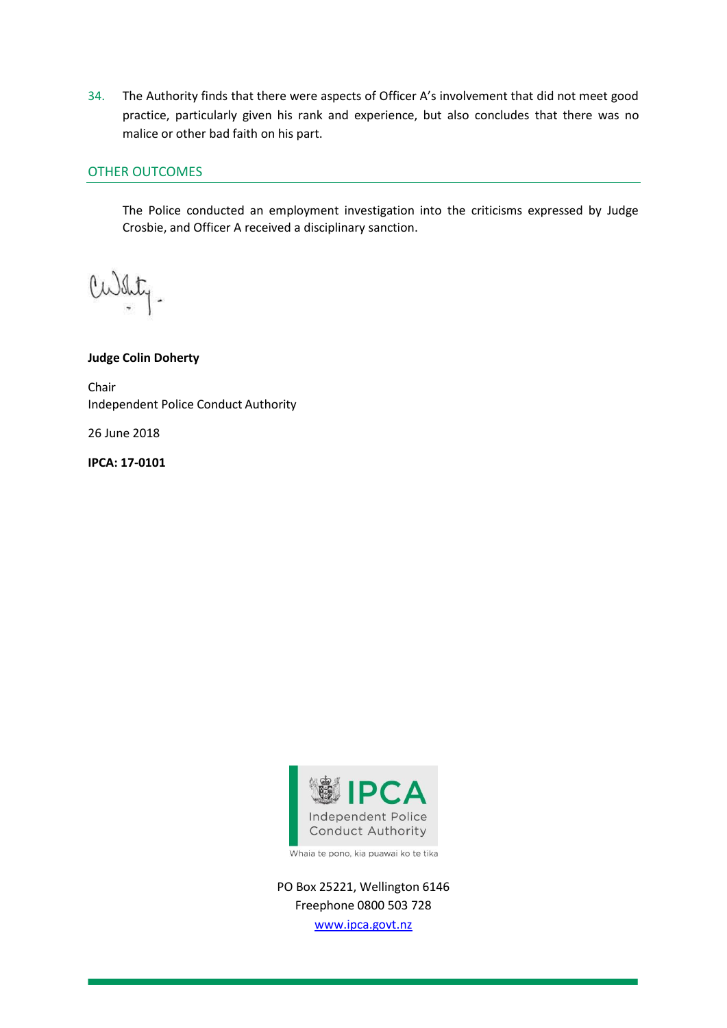34. The Authority finds that there were aspects of Officer A's involvement that did not meet good practice, particularly given his rank and experience, but also concludes that there was no malice or other bad faith on his part.

## OTHER OUTCOMES

The Police conducted an employment investigation into the criticisms expressed by Judge Crosbie, and Officer A received a disciplinary sanction.

**Judge Colin Doherty**

Chair
Independent Police Conduct Authority

26 June 2018

**IPCA: 17-0101**

IPCA
Independent Police Conduct Authority
Whaia te pono, kia puawai ko te tika

PO Box 25221, Wellington 6146
Freephone 0800 503 728
www.ipca.govt.nz